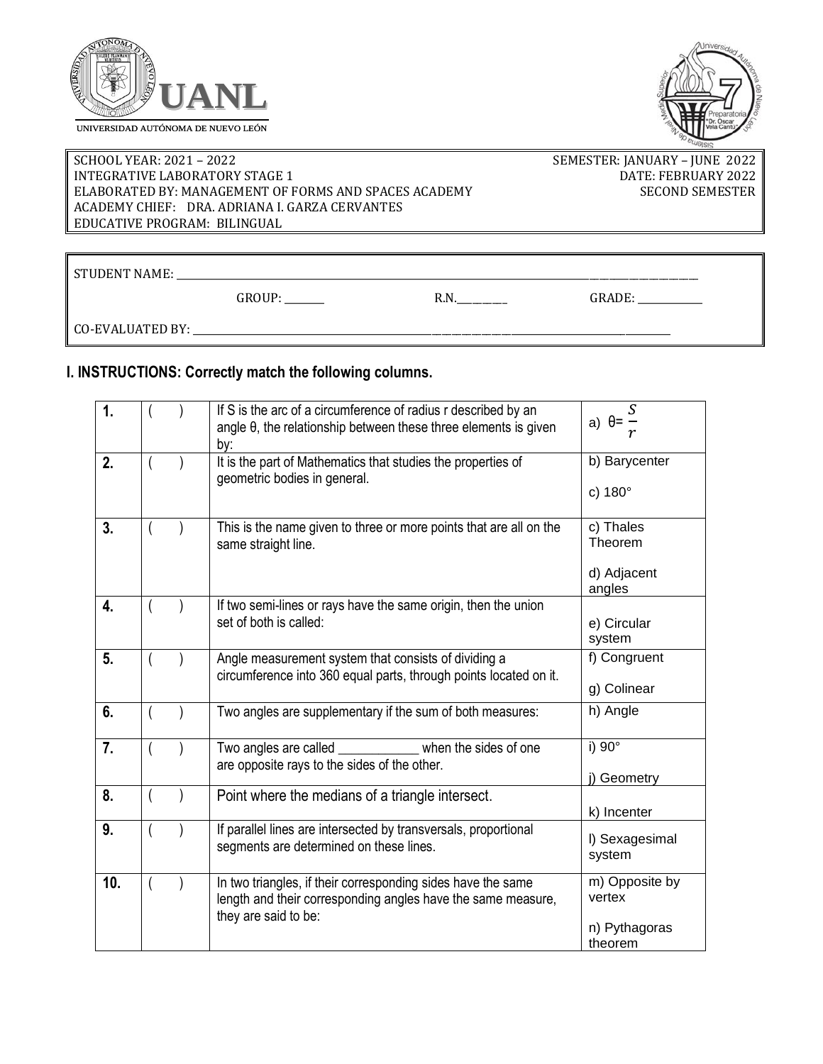UNIVERSIDAD AUTÓNOMA DE NUEVO LEÓN

UANL

SCHOOL YEAR: 2021 – 2022
INTEGRATIVE LABORATORY STAGE 1
ELABORATED BY: MANAGEMENT OF FORMS AND SPACES ACADEMY
ACADEMY CHIEF: DRA. ADRIANA I. GARZA CERVANTES
EDUCATIVE PROGRAM: BILINGUAL

SEMESTER: JANUARY – JUNE 2022
DATE: FEBRUARY 2022
SECOND SEMESTER

STUDENT NAME: ______________________________

GROUP: _______ R.N.________ GRADE: ___________

CO-EVALUATED BY: ______________________________

## I. INSTRUCTIONS: Correctly match the following columns.

| | | | |
|---|---|---|---|
| **1.** | ( ) | If S is the arc of a circumference of radius r described by an angle θ, the relationship between these three elements is given by: | a) $\theta = \frac{S}{r}$ |
| **2.** | ( ) | It is the part of Mathematics that studies the properties of geometric bodies in general. | b) Barycenter<br>c) 180° |
| **3.** | ( ) | This is the name given to three or more points that are all on the same straight line. | c) Thales Theorem<br>d) Adjacent angles |
| **4.** | ( ) | If two semi-lines or rays have the same origin, then the union set of both is called: | e) Circular system |
| **5.** | ( ) | Angle measurement system that consists of dividing a circumference into 360 equal parts, through points located on it. | f) Congruent<br>g) Colinear |
| **6.** | ( ) | Two angles are supplementary if the sum of both measures: | h) Angle |
| **7.** | ( ) | Two angles are called ____________ when the sides of one are opposite rays to the sides of the other. | i) 90°<br>j) Geometry |
| **8.** | ( ) | Point where the medians of a triangle intersect. | k) Incenter |
| **9.** | ( ) | If parallel lines are intersected by transversals, proportional segments are determined on these lines. | l) Sexagesimal system |
| **10.** | ( ) | In two triangles, if their corresponding sides have the same length and their corresponding angles have the same measure, they are said to be: | m) Opposite by vertex<br>n) Pythagoras theorem |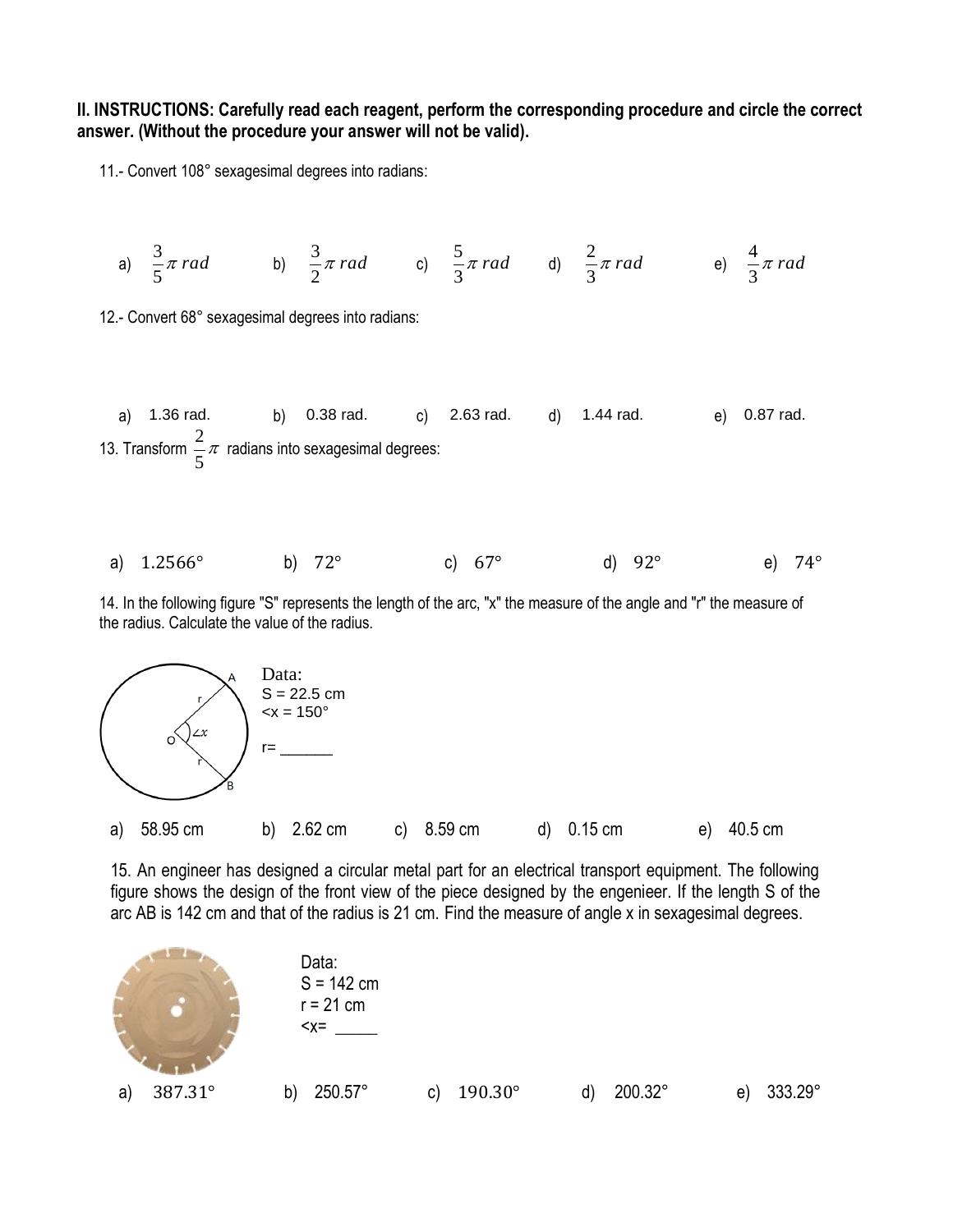**II. INSTRUCTIONS: Carefully read each reagent, perform the corresponding procedure and circle the correct answer. (Without the procedure your answer will not be valid).**

11.- Convert 108° sexagesimal degrees into radians:

a) $\frac{3}{5}\pi\, rad$ b) $\frac{3}{2}\pi\, rad$ c) $\frac{5}{3}\pi\, rad$ d) $\frac{2}{3}\pi\, rad$ e) $\frac{4}{3}\pi\, rad$

12.- Convert 68° sexagesimal degrees into radians:

a) 1.36 rad. b) 0.38 rad. c) 2.63 rad. d) 1.44 rad. e) 0.87 rad.

13. Transform $\frac{2}{5}\pi$ radians into sexagesimal degrees:

a) 1.2566° b) 72° c) 67° d) 92° e) 74°

14. In the following figure "S" represents the length of the arc, "x" the measure of the angle and "r" the measure of the radius. Calculate the value of the radius.

Data:
S = 22.5 cm
<x = 150°

r= ______

a) 58.95 cm b) 2.62 cm c) 8.59 cm d) 0.15 cm e) 40.5 cm

15. An engineer has designed a circular metal part for an electrical transport equipment. The following figure shows the design of the front view of the piece designed by the engenieer. If the length S of the arc AB is 142 cm and that of the radius is 21 cm. Find the measure of angle x in sexagesimal degrees.

Data:
S = 142 cm
r = 21 cm
<x= _____

a) 387.31° b) 250.57° c) 190.30° d) 200.32° e) 333.29°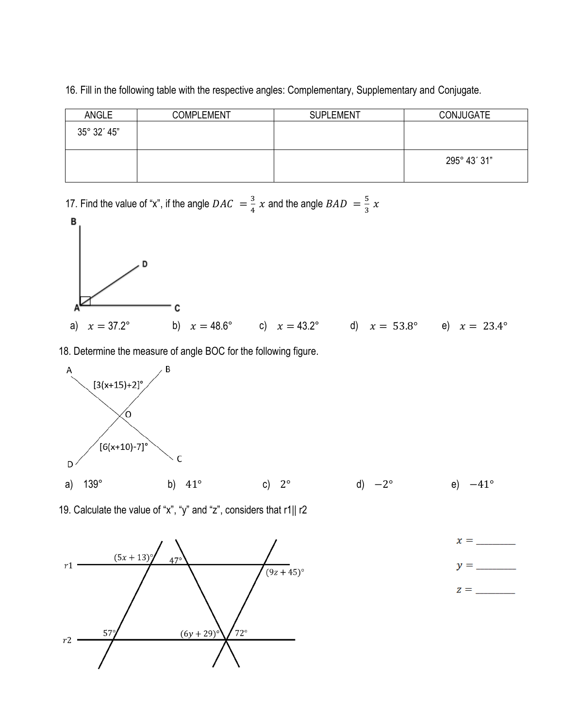16. Fill in the following table with the respective angles: Complementary, Supplementary and Conjugate.

| ANGLE | COMPLEMENT | SUPLEMENT | CONJUGATE |
| --- | --- | --- | --- |
| 35° 32´ 45” | | | |
| | | | 295° 43´ 31” |

17. Find the value of “x”, if the angle $DAC = \frac{3}{4}x$ and the angle $BAD = \frac{5}{3}x$

a) $x = 37.2°$  b) $x = 48.6°$  c) $x = 43.2°$  d) $x = 53.8°$  e) $x = 23.4°$

18. Determine the measure of angle BOC for the following figure.

[3(x+15)+2]°

[6(x+10)-7]°

a) 139°  b) 41°  c) 2°  d) −2°  e) −41°

19. Calculate the value of “x”, “y” and “z”, considers that r1|| r2

$(5x + 13)°$  47°  $(9z + 45)°$

57°  $(6y + 29)°$  72°

$x =$ ________

$y =$ ________

$z =$ ________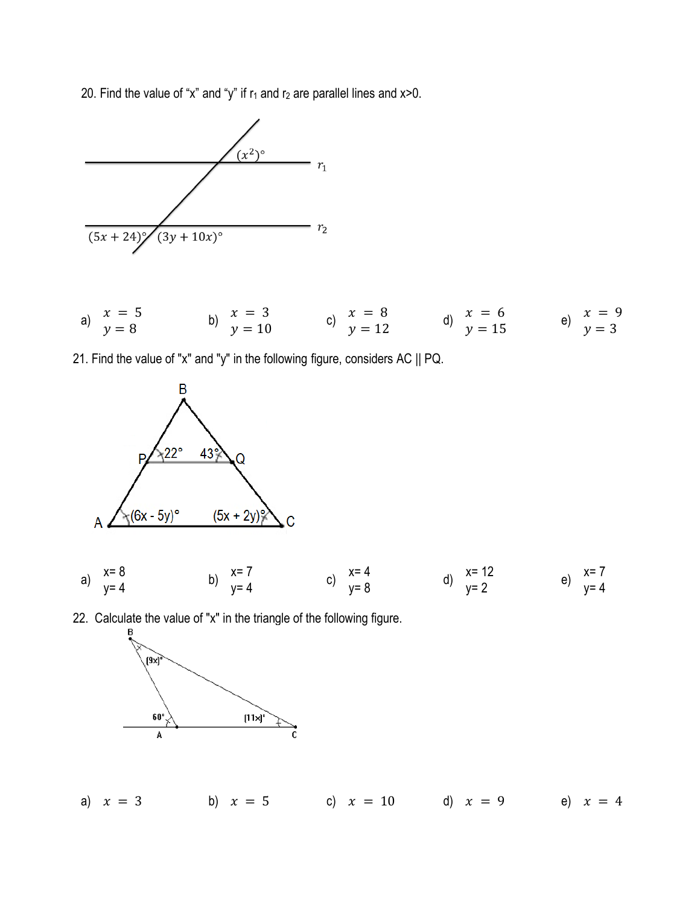20. Find the value of “x” and “y” if $r_1$ and $r_2$ are parallel lines and $x>0$.

$(x^2)°$

$r_1$

$r_2$

$(5x+24)°$ $(3y+10x)°$

a) $x = 5$ $y = 8$ b) $x = 3$ $y = 10$ c) $x = 8$ $y = 12$ d) $x = 6$ $y = 15$ e) $x = 9$ $y = 3$

21. Find the value of "x" and "y" in the following figure, considers AC || PQ.

B

P 22° 43° Q

A $(6x - 5y)°$ $(5x + 2y)°$ C

a) x= 8 y= 4 b) x= 7 y= 4 c) x= 4 y= 8 d) x= 12 y= 2 e) x= 7 y= 4

22. Calculate the value of "x" in the triangle of the following figure.

B

$(9x)°$

60°

$(11x)°$

A C

a) $x = 3$ b) $x = 5$ c) $x = 10$ d) $x = 9$ e) $x = 4$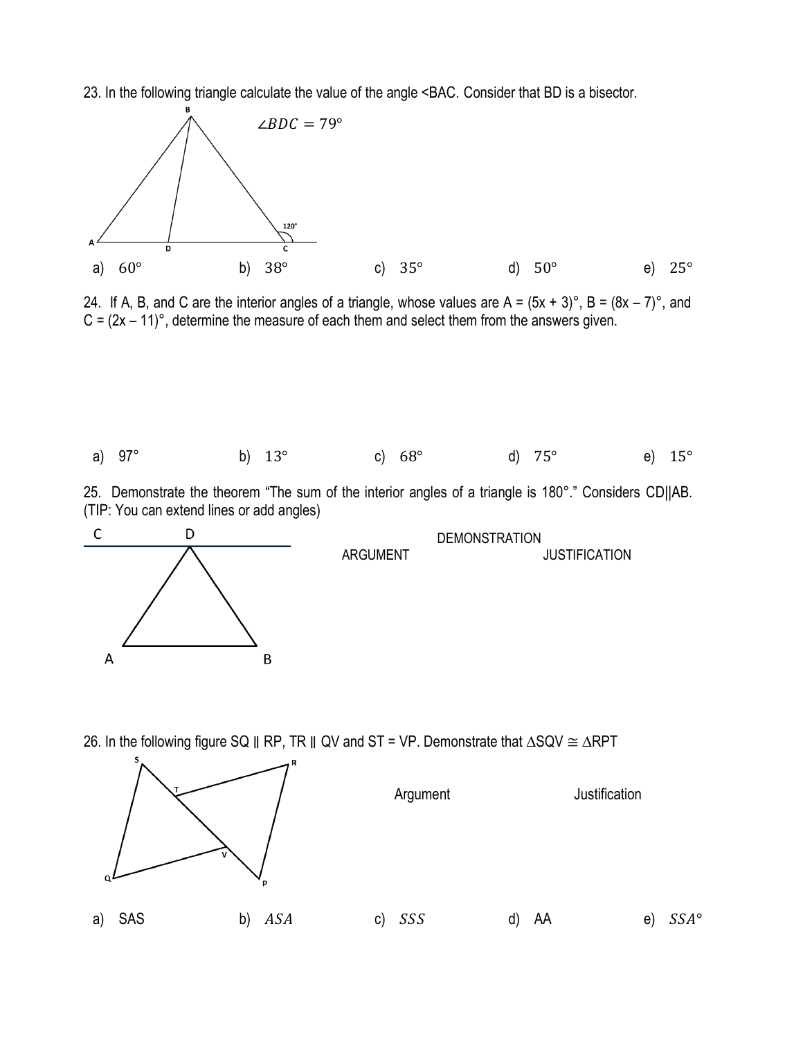23. In the following triangle calculate the value of the angle <BAC. Consider that BD is a bisector.

$\angle BDC = 79°$

a) $60°$ b) $38°$ c) $35°$ d) $50°$ e) $25°$

24. If A, B, and C are the interior angles of a triangle, whose values are A = $(5x + 3)°$, B = $(8x – 7)°$, and C = $(2x – 11)°$, determine the measure of each them and select them from the answers given.

a) 97° b) 13° c) 68° d) 75° e) 15°

25. Demonstrate the theorem "The sum of the interior angles of a triangle is 180°." Considers CD||AB. (TIP: You can extend lines or add angles)

DEMONSTRATION

| ARGUMENT | JUSTIFICATION |
| --- | --- |
| | |

26. In the following figure SQ || RP, TR || QV and ST = VP. Demonstrate that $\triangle SQV \cong \triangle RPT$

| Argument | Justification |
| --- | --- |
| | |

a) SAS b) $ASA$ c) $SSS$ d) AA e) $SSA°$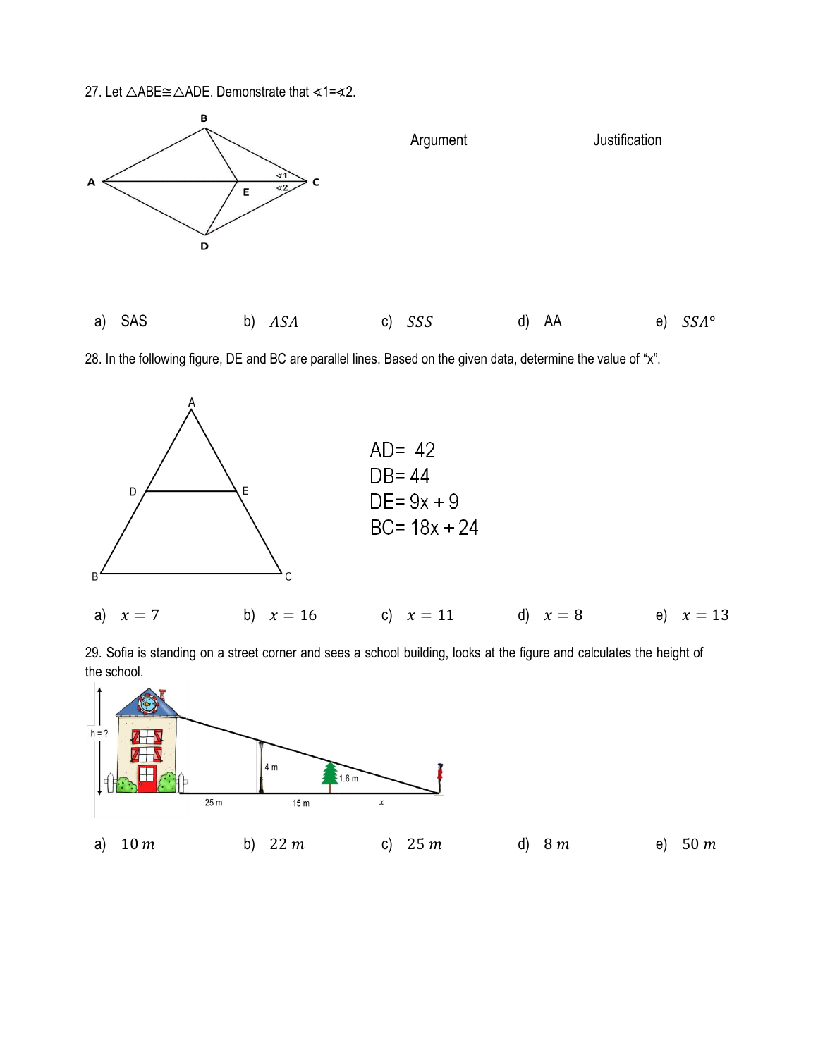27. Let $\triangle ABE \cong \triangle ADE$. Demonstrate that $\measuredangle 1 = \measuredangle 2$.

B

A E C

D

$\measuredangle 1$

$\measuredangle 2$

| Argument | Justification |
|---|---|
| | |

a) SAS b) $ASA$ c) $SSS$ d) AA e) $SSA°$

28. In the following figure, DE and BC are parallel lines. Based on the given data, determine the value of "x".

A

D E

B C

AD= 42
DB= 44
DE= 9x + 9
BC= 18x + 24

a) $x = 7$ b) $x = 16$ c) $x = 11$ d) $x = 8$ e) $x = 13$

29. Sofia is standing on a street corner and sees a school building, looks at the figure and calculates the height of the school.

h = ?

4 m

1.6 m

25 m

15 m

x

a) $10\ m$ b) $22\ m$ c) $25\ m$ d) $8\ m$ e) $50\ m$